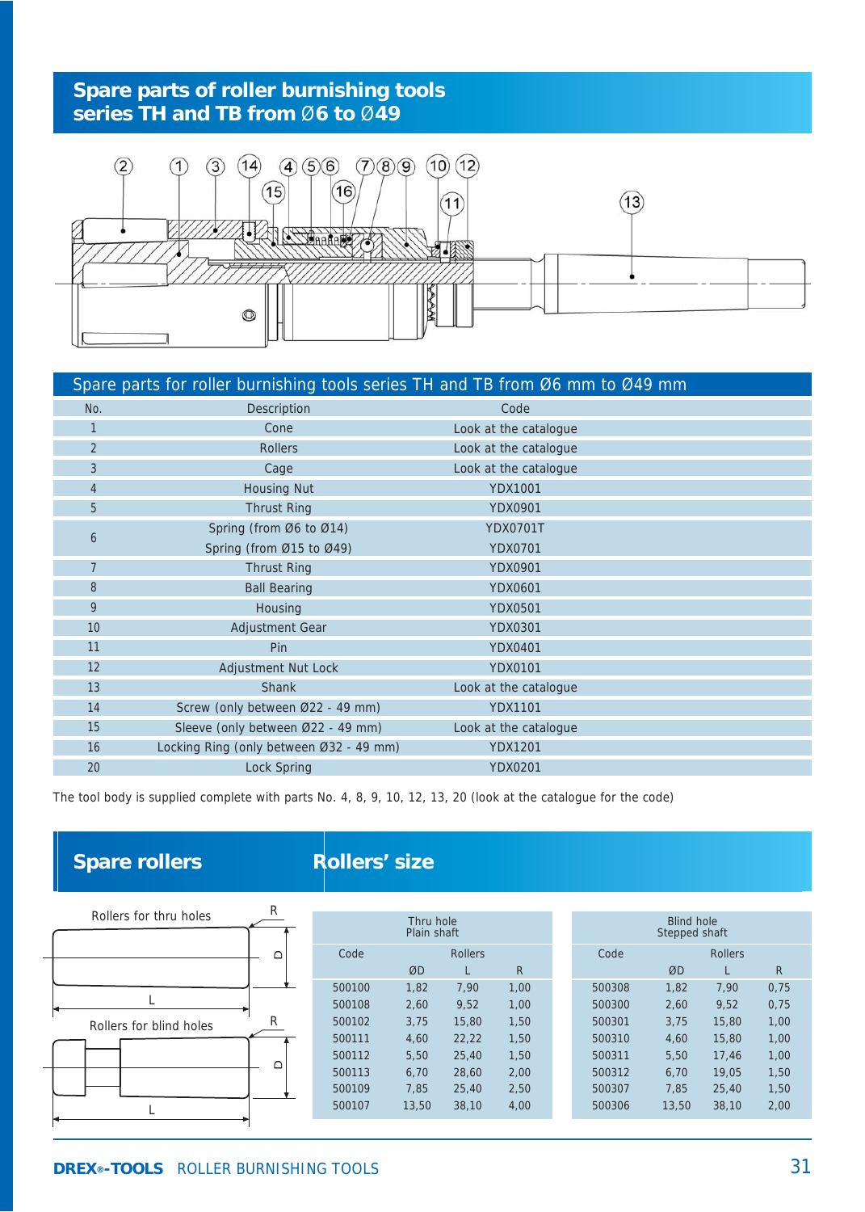# Spare parts of roller burnishing tools series TH and TB from Ø6 to Ø49

## Spare parts for roller burnishing tools series TH and TB from Ø6 mm to Ø49 mm

| No. | Description | Code |
|---|---|---|
| 1 | Cone | Look at the catalogue |
| 2 | Rollers | Look at the catalogue |
| 3 | Cage | Look at the catalogue |
| 4 | Housing Nut | YDX1001 |
| 5 | Thrust Ring | YDX0901 |
| 6 | Spring (from Ø6 to Ø14) | YDX0701T |
| | Spring (from Ø15 to Ø49) | YDX0701 |
| 7 | Thrust Ring | YDX0901 |
| 8 | Ball Bearing | YDX0601 |
| 9 | Housing | YDX0501 |
| 10 | Adjustment Gear | YDX0301 |
| 11 | Pin | YDX0401 |
| 12 | Adjustment Nut Lock | YDX0101 |
| 13 | Shank | Look at the catalogue |
| 14 | Screw (only between Ø22 - 49 mm) | YDX1101 |
| 15 | Sleeve (only between Ø22 - 49 mm) | Look at the catalogue |
| 16 | Locking Ring (only between Ø32 - 49 mm) | YDX1201 |
| 20 | Lock Spring | YDX0201 |

The tool body is supplied complete with parts No. 4, 8, 9, 10, 12, 13, 20 (look at the catalogue for the code)

## Spare rollers

Rollers for thru holes

Rollers for blind holes

## Rollers' size

| Thru hole Plain shaft | | | | Blind hole Stepped shaft | | | |
|---|---|---|---|---|---|---|---|
| Code | Rollers | | | Code | Rollers | | |
| | ØD | L | R | | ØD | L | R |
| 500100 | 1,82 | 7,90 | 1,00 | 500308 | 1,82 | 7,90 | 0,75 |
| 500108 | 2,60 | 9,52 | 1,00 | 500300 | 2,60 | 9,52 | 0,75 |
| 500102 | 3,75 | 15,80 | 1,50 | 500301 | 3,75 | 15,80 | 1,00 |
| 500111 | 4,60 | 22,22 | 1,50 | 500310 | 4,60 | 15,80 | 1,00 |
| 500112 | 5,50 | 25,40 | 1,50 | 500311 | 5,50 | 17,46 | 1,00 |
| 500113 | 6,70 | 28,60 | 2,00 | 500312 | 6,70 | 19,05 | 1,50 |
| 500109 | 7,85 | 25,40 | 2,50 | 500307 | 7,85 | 25,40 | 1,50 |
| 500107 | 13,50 | 38,10 | 4,00 | 500306 | 13,50 | 38,10 | 2,00 |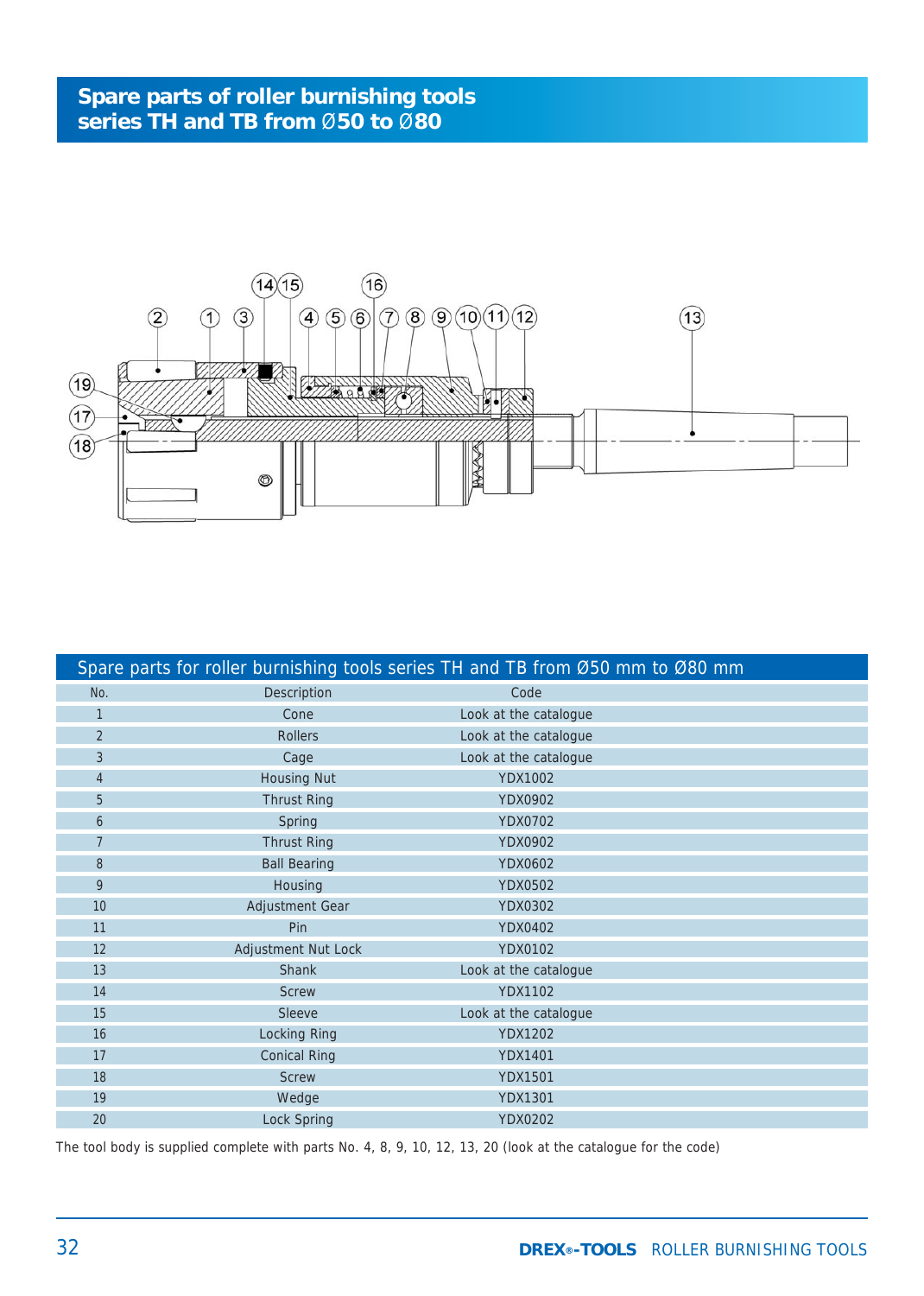# Spare parts of roller burnishing tools series TH and TB from Ø50 to Ø80

| Spare parts for roller burnishing tools series TH and TB from Ø50 mm to Ø80 mm | | |
|---|---|---|
| No. | Description | Code |
| 1 | Cone | Look at the catalogue |
| 2 | Rollers | Look at the catalogue |
| 3 | Cage | Look at the catalogue |
| 4 | Housing Nut | YDX1002 |
| 5 | Thrust Ring | YDX0902 |
| 6 | Spring | YDX0702 |
| 7 | Thrust Ring | YDX0902 |
| 8 | Ball Bearing | YDX0602 |
| 9 | Housing | YDX0502 |
| 10 | Adjustment Gear | YDX0302 |
| 11 | Pin | YDX0402 |
| 12 | Adjustment Nut Lock | YDX0102 |
| 13 | Shank | Look at the catalogue |
| 14 | Screw | YDX1102 |
| 15 | Sleeve | Look at the catalogue |
| 16 | Locking Ring | YDX1202 |
| 17 | Conical Ring | YDX1401 |
| 18 | Screw | YDX1501 |
| 19 | Wedge | YDX1301 |
| 20 | Lock Spring | YDX0202 |

The tool body is supplied complete with parts No. 4, 8, 9, 10, 12, 13, 20 (look at the catalogue for the code)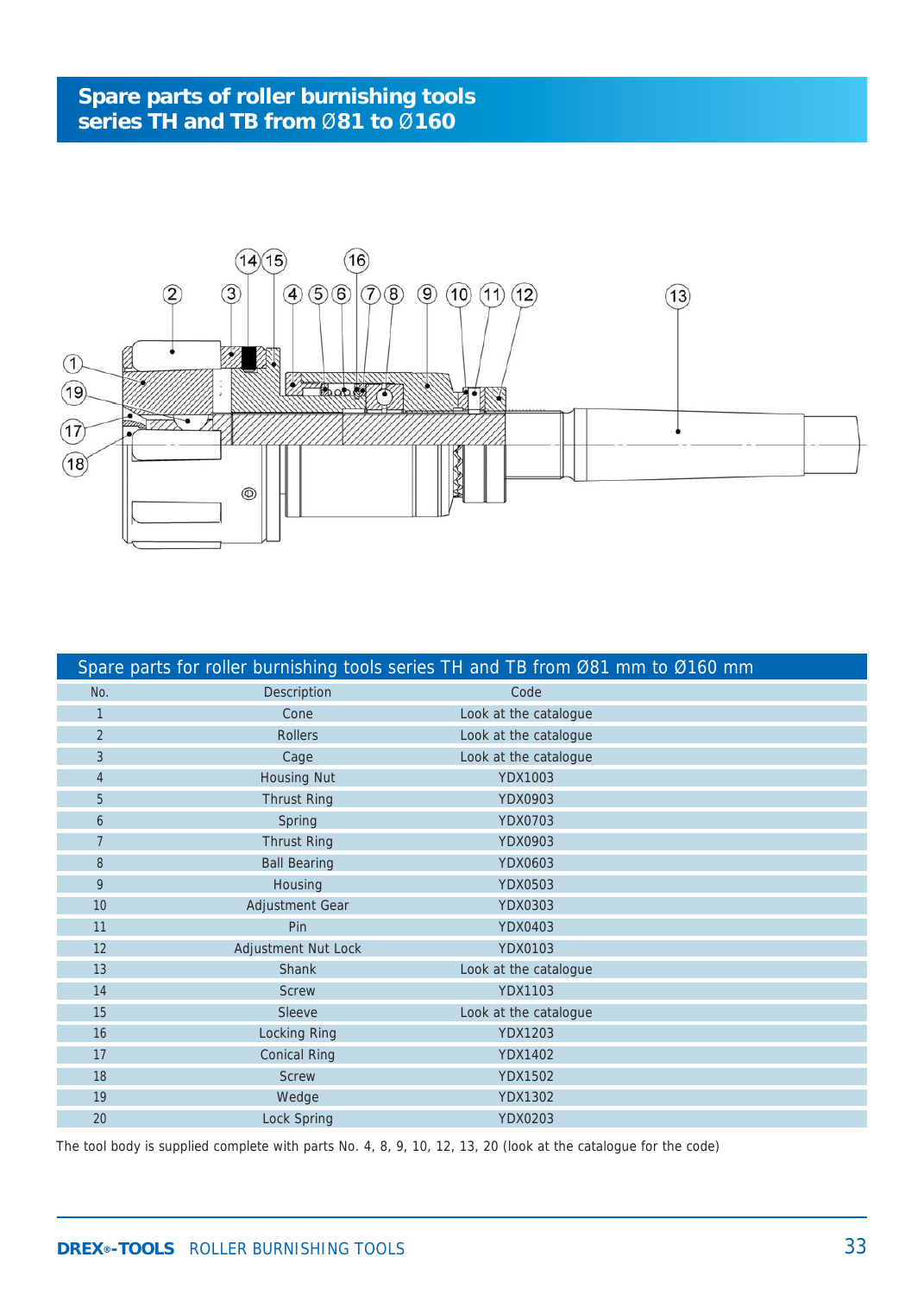# Spare parts of roller burnishing tools series TH and TB from Ø81 to Ø160

## Spare parts for roller burnishing tools series TH and TB from Ø81 mm to Ø160 mm

| No. | Description | Code |
|---|---|---|
| 1 | Cone | Look at the catalogue |
| 2 | Rollers | Look at the catalogue |
| 3 | Cage | Look at the catalogue |
| 4 | Housing Nut | YDX1003 |
| 5 | Thrust Ring | YDX0903 |
| 6 | Spring | YDX0703 |
| 7 | Thrust Ring | YDX0903 |
| 8 | Ball Bearing | YDX0603 |
| 9 | Housing | YDX0503 |
| 10 | Adjustment Gear | YDX0303 |
| 11 | Pin | YDX0403 |
| 12 | Adjustment Nut Lock | YDX0103 |
| 13 | Shank | Look at the catalogue |
| 14 | Screw | YDX1103 |
| 15 | Sleeve | Look at the catalogue |
| 16 | Locking Ring | YDX1203 |
| 17 | Conical Ring | YDX1402 |
| 18 | Screw | YDX1502 |
| 19 | Wedge | YDX1302 |
| 20 | Lock Spring | YDX0203 |

The tool body is supplied complete with parts No. 4, 8, 9, 10, 12, 13, 20 (look at the catalogue for the code)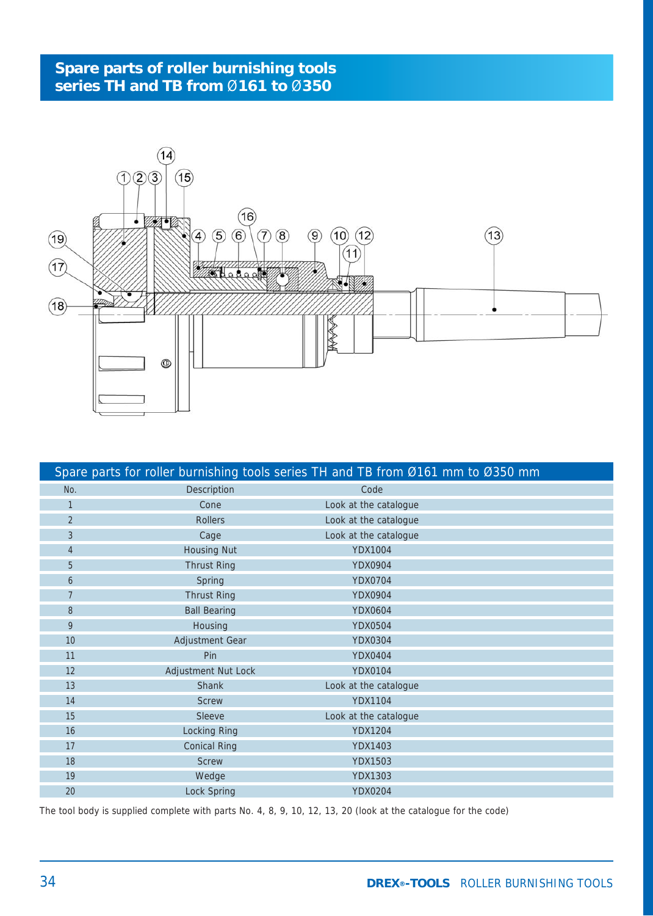# Spare parts of roller burnishing tools series TH and TB from Ø161 to Ø350

14
1 2 3 15
16
19 4 5 6 7 8 9 10 12 13
11
17
18

| Spare parts for roller burnishing tools series TH and TB from Ø161 mm to Ø350 mm | | |
|---|---|---|
| No. | Description | Code |
| 1 | Cone | Look at the catalogue |
| 2 | Rollers | Look at the catalogue |
| 3 | Cage | Look at the catalogue |
| 4 | Housing Nut | YDX1004 |
| 5 | Thrust Ring | YDX0904 |
| 6 | Spring | YDX0704 |
| 7 | Thrust Ring | YDX0904 |
| 8 | Ball Bearing | YDX0604 |
| 9 | Housing | YDX0504 |
| 10 | Adjustment Gear | YDX0304 |
| 11 | Pin | YDX0404 |
| 12 | Adjustment Nut Lock | YDX0104 |
| 13 | Shank | Look at the catalogue |
| 14 | Screw | YDX1104 |
| 15 | Sleeve | Look at the catalogue |
| 16 | Locking Ring | YDX1204 |
| 17 | Conical Ring | YDX1403 |
| 18 | Screw | YDX1503 |
| 19 | Wedge | YDX1303 |
| 20 | Lock Spring | YDX0204 |

The tool body is supplied complete with parts No. 4, 8, 9, 10, 12, 13, 20 (look at the catalogue for the code)